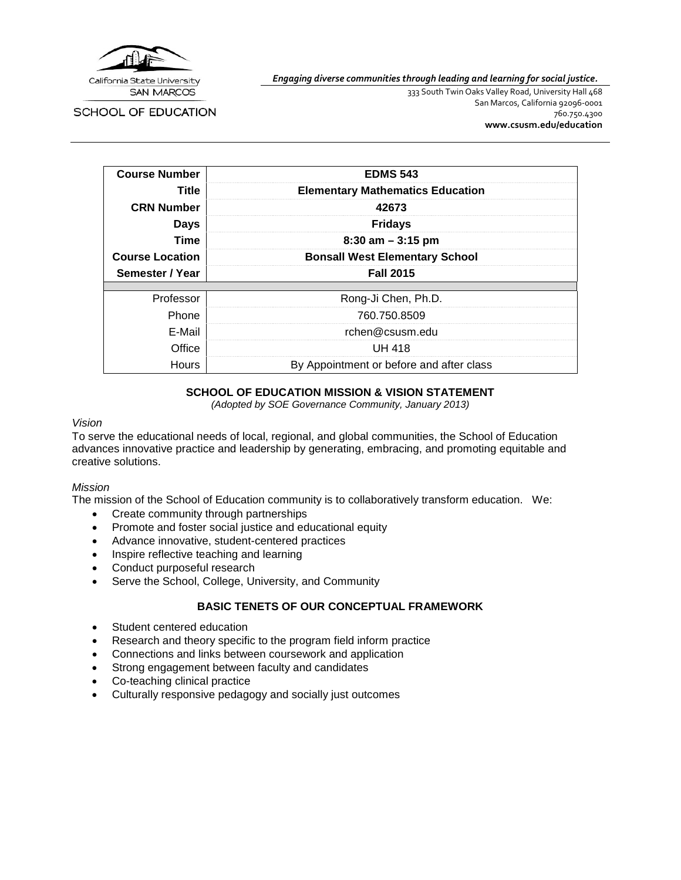California State University SAN MARCOS

SCHOOL OF EDUCATION

*Engaging diverse communities through leading and learning for social justice.*

333 South Twin Oaks Valley Road, University Hall 468
San Marcos, California 92096-0001
760.750.4300
**www.csusm.edu/education**

| | |
|---|---|
| **Course Number** | **EDMS 543** |
| **Title** | **Elementary Mathematics Education** |
| **CRN Number** | **42673** |
| **Days** | **Fridays** |
| **Time** | **8:30 am – 3:15 pm** |
| **Course Location** | **Bonsall West Elementary School** |
| **Semester / Year** | **Fall 2015** |
| Professor | Rong-Ji Chen, Ph.D. |
| Phone | 760.750.8509 |
| E-Mail | rchen@csusm.edu |
| Office | UH 418 |
| Hours | By Appointment or before and after class |

## SCHOOL OF EDUCATION MISSION & VISION STATEMENT

*(Adopted by SOE Governance Community, January 2013)*

*Vision*

To serve the educational needs of local, regional, and global communities, the School of Education advances innovative practice and leadership by generating, embracing, and promoting equitable and creative solutions.

*Mission*

The mission of the School of Education community is to collaboratively transform education. We:

- Create community through partnerships
- Promote and foster social justice and educational equity
- Advance innovative, student-centered practices
- Inspire reflective teaching and learning
- Conduct purposeful research
- Serve the School, College, University, and Community

## BASIC TENETS OF OUR CONCEPTUAL FRAMEWORK

- Student centered education
- Research and theory specific to the program field inform practice
- Connections and links between coursework and application
- Strong engagement between faculty and candidates
- Co-teaching clinical practice
- Culturally responsive pedagogy and socially just outcomes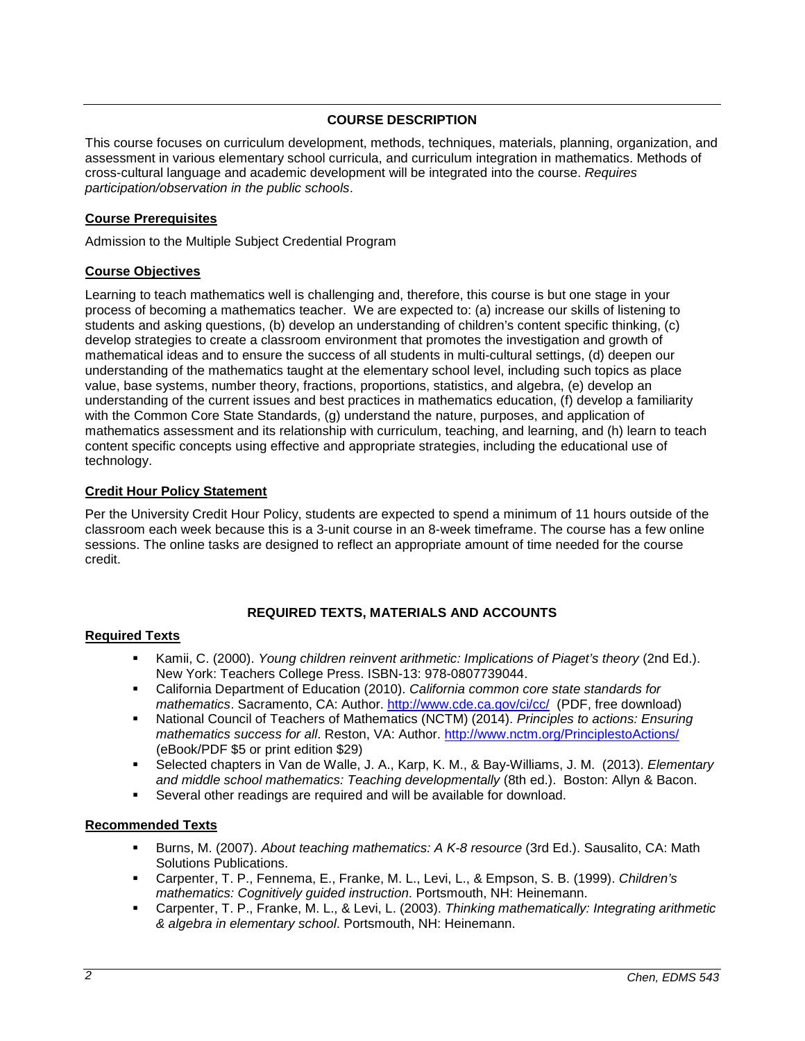## COURSE DESCRIPTION

This course focuses on curriculum development, methods, techniques, materials, planning, organization, and assessment in various elementary school curricula, and curriculum integration in mathematics. Methods of cross-cultural language and academic development will be integrated into the course. *Requires participation/observation in the public schools*.

### Course Prerequisites

Admission to the Multiple Subject Credential Program

### Course Objectives

Learning to teach mathematics well is challenging and, therefore, this course is but one stage in your process of becoming a mathematics teacher. We are expected to: (a) increase our skills of listening to students and asking questions, (b) develop an understanding of children's content specific thinking, (c) develop strategies to create a classroom environment that promotes the investigation and growth of mathematical ideas and to ensure the success of all students in multi-cultural settings, (d) deepen our understanding of the mathematics taught at the elementary school level, including such topics as place value, base systems, number theory, fractions, proportions, statistics, and algebra, (e) develop an understanding of the current issues and best practices in mathematics education, (f) develop a familiarity with the Common Core State Standards, (g) understand the nature, purposes, and application of mathematics assessment and its relationship with curriculum, teaching, and learning, and (h) learn to teach content specific concepts using effective and appropriate strategies, including the educational use of technology.

### Credit Hour Policy Statement

Per the University Credit Hour Policy, students are expected to spend a minimum of 11 hours outside of the classroom each week because this is a 3-unit course in an 8-week timeframe. The course has a few online sessions. The online tasks are designed to reflect an appropriate amount of time needed for the course credit.

## REQUIRED TEXTS, MATERIALS AND ACCOUNTS

### Required Texts

- Kamii, C. (2000). *Young children reinvent arithmetic: Implications of Piaget's theory* (2nd Ed.). New York: Teachers College Press. ISBN-13: 978-0807739044.
- California Department of Education (2010). *California common core state standards for mathematics*. Sacramento, CA: Author. http://www.cde.ca.gov/ci/cc/ (PDF, free download)
- National Council of Teachers of Mathematics (NCTM) (2014). *Principles to actions: Ensuring mathematics success for all*. Reston, VA: Author. http://www.nctm.org/PrinciplestoActions/ (eBook/PDF $5 or print edition $29)
- Selected chapters in Van de Walle, J. A., Karp, K. M., & Bay-Williams, J. M. (2013). *Elementary and middle school mathematics: Teaching developmentally* (8th ed.). Boston: Allyn & Bacon.
- Several other readings are required and will be available for download.

### Recommended Texts

- Burns, M. (2007). *About teaching mathematics: A K-8 resource* (3rd Ed.). Sausalito, CA: Math Solutions Publications.
- Carpenter, T. P., Fennema, E., Franke, M. L., Levi, L., & Empson, S. B. (1999). *Children's mathematics: Cognitively guided instruction*. Portsmouth, NH: Heinemann.
- Carpenter, T. P., Franke, M. L., & Levi, L. (2003). *Thinking mathematically: Integrating arithmetic & algebra in elementary school*. Portsmouth, NH: Heinemann.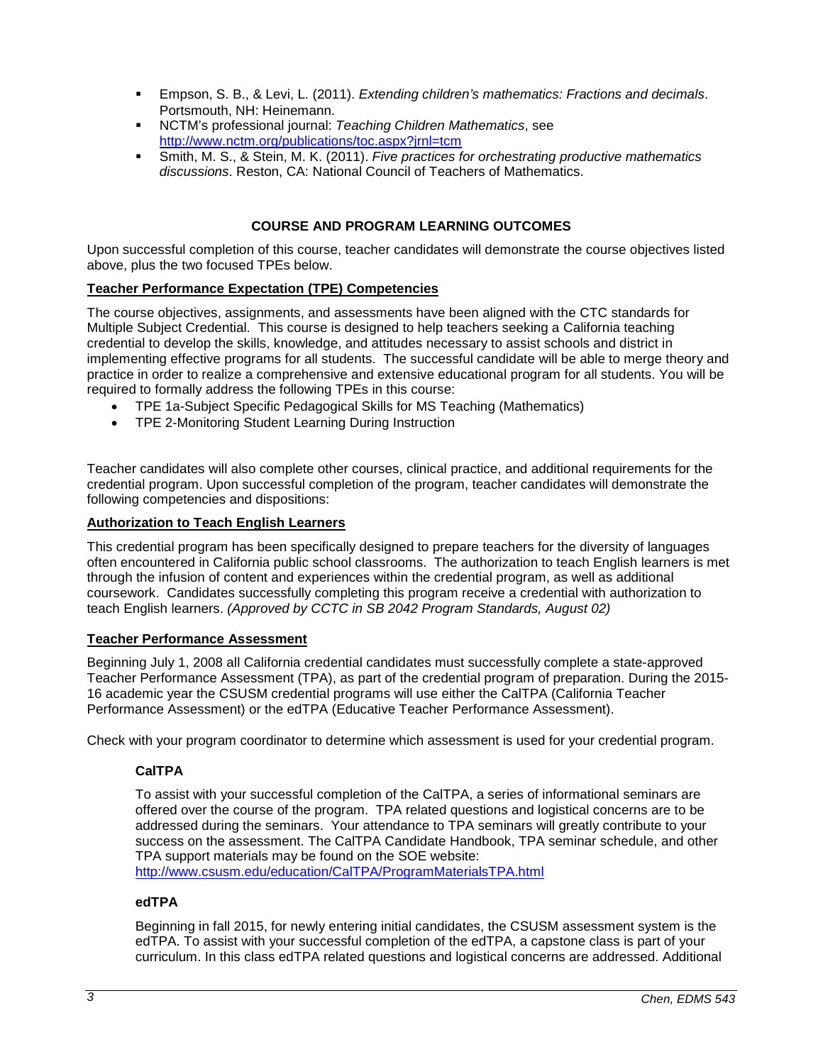- Empson, S. B., & Levi, L. (2011). *Extending children's mathematics: Fractions and decimals*. Portsmouth, NH: Heinemann.
- NCTM's professional journal: *Teaching Children Mathematics*, see http://www.nctm.org/publications/toc.aspx?jrnl=tcm
- Smith, M. S., & Stein, M. K. (2011). *Five practices for orchestrating productive mathematics discussions*. Reston, CA: National Council of Teachers of Mathematics.

## COURSE AND PROGRAM LEARNING OUTCOMES

Upon successful completion of this course, teacher candidates will demonstrate the course objectives listed above, plus the two focused TPEs below.

### Teacher Performance Expectation (TPE) Competencies

The course objectives, assignments, and assessments have been aligned with the CTC standards for Multiple Subject Credential. This course is designed to help teachers seeking a California teaching credential to develop the skills, knowledge, and attitudes necessary to assist schools and district in implementing effective programs for all students. The successful candidate will be able to merge theory and practice in order to realize a comprehensive and extensive educational program for all students. You will be required to formally address the following TPEs in this course:

- TPE 1a-Subject Specific Pedagogical Skills for MS Teaching (Mathematics)
- TPE 2-Monitoring Student Learning During Instruction

Teacher candidates will also complete other courses, clinical practice, and additional requirements for the credential program. Upon successful completion of the program, teacher candidates will demonstrate the following competencies and dispositions:

### Authorization to Teach English Learners

This credential program has been specifically designed to prepare teachers for the diversity of languages often encountered in California public school classrooms. The authorization to teach English learners is met through the infusion of content and experiences within the credential program, as well as additional coursework. Candidates successfully completing this program receive a credential with authorization to teach English learners. *(Approved by CCTC in SB 2042 Program Standards, August 02)*

### Teacher Performance Assessment

Beginning July 1, 2008 all California credential candidates must successfully complete a state-approved Teacher Performance Assessment (TPA), as part of the credential program of preparation. During the 2015-16 academic year the CSUSM credential programs will use either the CalTPA (California Teacher Performance Assessment) or the edTPA (Educative Teacher Performance Assessment).

Check with your program coordinator to determine which assessment is used for your credential program.

#### CalTPA

To assist with your successful completion of the CalTPA, a series of informational seminars are offered over the course of the program. TPA related questions and logistical concerns are to be addressed during the seminars. Your attendance to TPA seminars will greatly contribute to your success on the assessment. The CalTPA Candidate Handbook, TPA seminar schedule, and other TPA support materials may be found on the SOE website:
http://www.csusm.edu/education/CalTPA/ProgramMaterialsTPA.html

#### edTPA

Beginning in fall 2015, for newly entering initial candidates, the CSUSM assessment system is the edTPA. To assist with your successful completion of the edTPA, a capstone class is part of your curriculum. In this class edTPA related questions and logistical concerns are addressed. Additional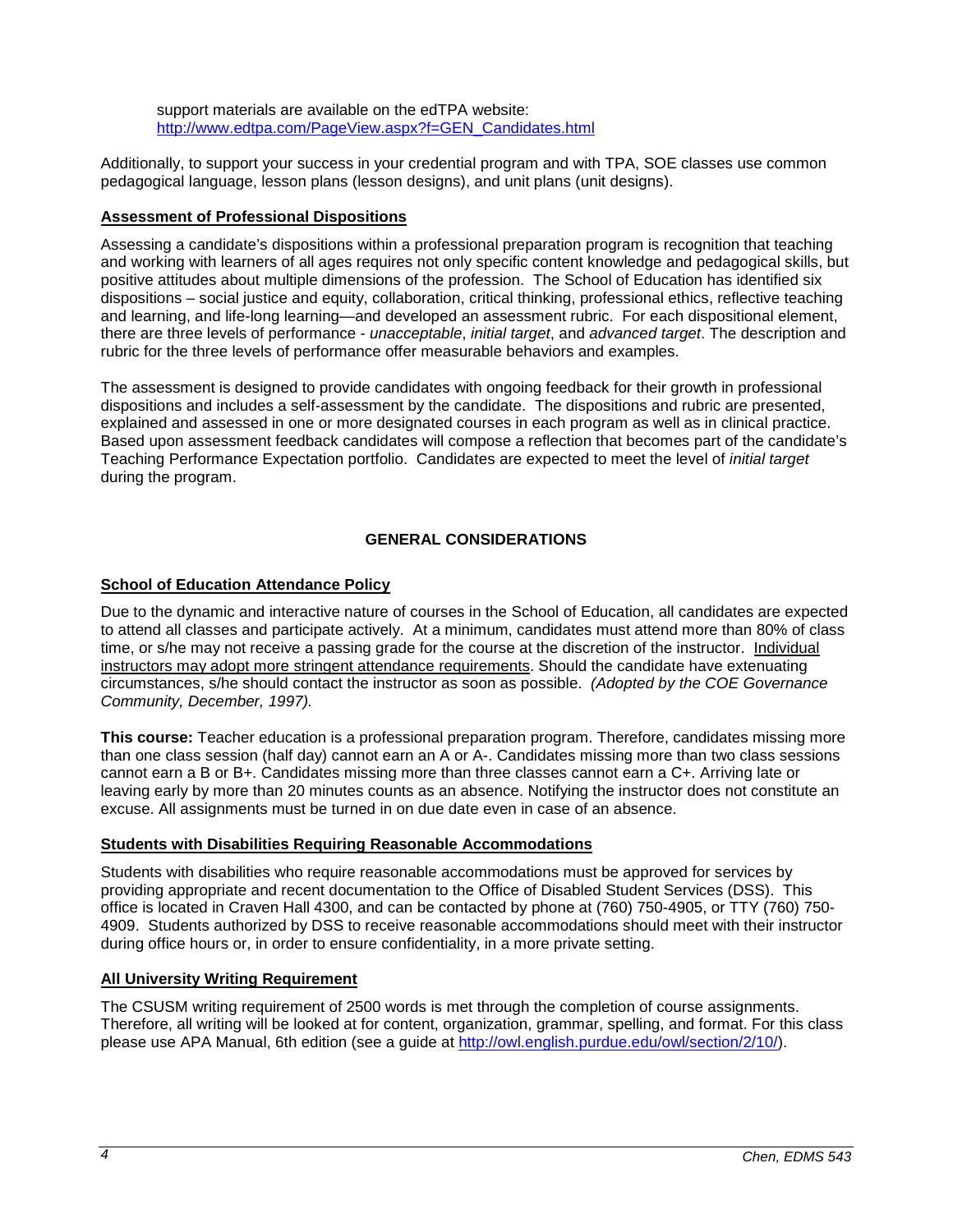support materials are available on the edTPA website: [http://www.edtpa.com/PageView.aspx?f=GEN_Candidates.html](http://www.edtpa.com/PageView.aspx?f=GEN_Candidates.html)

Additionally, to support your success in your credential program and with TPA, SOE classes use common pedagogical language, lesson plans (lesson designs), and unit plans (unit designs).

### Assessment of Professional Dispositions

Assessing a candidate's dispositions within a professional preparation program is recognition that teaching and working with learners of all ages requires not only specific content knowledge and pedagogical skills, but positive attitudes about multiple dimensions of the profession. The School of Education has identified six dispositions – social justice and equity, collaboration, critical thinking, professional ethics, reflective teaching and learning, and life-long learning—and developed an assessment rubric. For each dispositional element, there are three levels of performance - *unacceptable*, *initial target*, and *advanced target*. The description and rubric for the three levels of performance offer measurable behaviors and examples.

The assessment is designed to provide candidates with ongoing feedback for their growth in professional dispositions and includes a self-assessment by the candidate. The dispositions and rubric are presented, explained and assessed in one or more designated courses in each program as well as in clinical practice. Based upon assessment feedback candidates will compose a reflection that becomes part of the candidate's Teaching Performance Expectation portfolio. Candidates are expected to meet the level of *initial target* during the program.

## GENERAL CONSIDERATIONS

### School of Education Attendance Policy

Due to the dynamic and interactive nature of courses in the School of Education, all candidates are expected to attend all classes and participate actively. At a minimum, candidates must attend more than 80% of class time, or s/he may not receive a passing grade for the course at the discretion of the instructor. Individual instructors may adopt more stringent attendance requirements. Should the candidate have extenuating circumstances, s/he should contact the instructor as soon as possible. *(Adopted by the COE Governance Community, December, 1997).*

**This course:** Teacher education is a professional preparation program. Therefore, candidates missing more than one class session (half day) cannot earn an A or A-. Candidates missing more than two class sessions cannot earn a B or B+. Candidates missing more than three classes cannot earn a C+. Arriving late or leaving early by more than 20 minutes counts as an absence. Notifying the instructor does not constitute an excuse. All assignments must be turned in on due date even in case of an absence.

### Students with Disabilities Requiring Reasonable Accommodations

Students with disabilities who require reasonable accommodations must be approved for services by providing appropriate and recent documentation to the Office of Disabled Student Services (DSS). This office is located in Craven Hall 4300, and can be contacted by phone at (760) 750-4905, or TTY (760) 750-4909. Students authorized by DSS to receive reasonable accommodations should meet with their instructor during office hours or, in order to ensure confidentiality, in a more private setting.

### All University Writing Requirement

The CSUSM writing requirement of 2500 words is met through the completion of course assignments. Therefore, all writing will be looked at for content, organization, grammar, spelling, and format. For this class please use APA Manual, 6th edition (see a guide at [http://owl.english.purdue.edu/owl/section/2/10/](http://owl.english.purdue.edu/owl/section/2/10/)).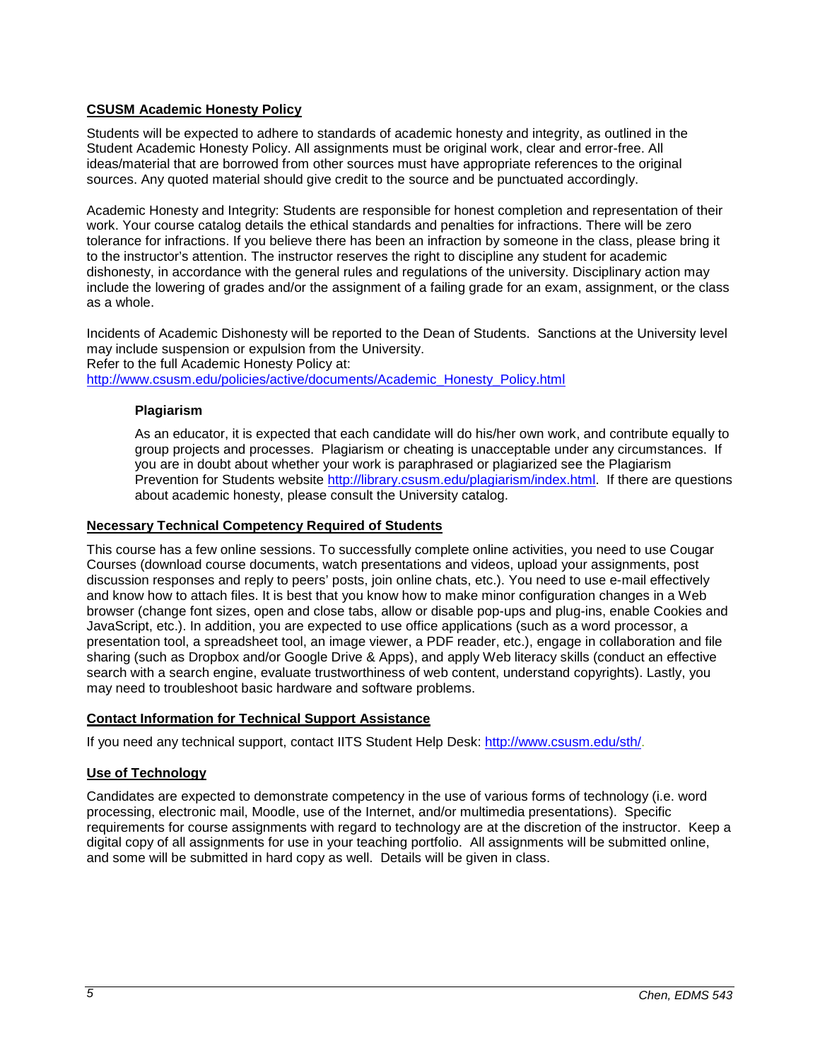## CSUSM Academic Honesty Policy

Students will be expected to adhere to standards of academic honesty and integrity, as outlined in the Student Academic Honesty Policy. All assignments must be original work, clear and error-free. All ideas/material that are borrowed from other sources must have appropriate references to the original sources. Any quoted material should give credit to the source and be punctuated accordingly.

Academic Honesty and Integrity: Students are responsible for honest completion and representation of their work. Your course catalog details the ethical standards and penalties for infractions. There will be zero tolerance for infractions. If you believe there has been an infraction by someone in the class, please bring it to the instructor's attention. The instructor reserves the right to discipline any student for academic dishonesty, in accordance with the general rules and regulations of the university. Disciplinary action may include the lowering of grades and/or the assignment of a failing grade for an exam, assignment, or the class as a whole.

Incidents of Academic Dishonesty will be reported to the Dean of Students. Sanctions at the University level may include suspension or expulsion from the University.
Refer to the full Academic Honesty Policy at:
http://www.csusm.edu/policies/active/documents/Academic_Honesty_Policy.html

### Plagiarism

As an educator, it is expected that each candidate will do his/her own work, and contribute equally to group projects and processes. Plagiarism or cheating is unacceptable under any circumstances. If you are in doubt about whether your work is paraphrased or plagiarized see the Plagiarism Prevention for Students website http://library.csusm.edu/plagiarism/index.html. If there are questions about academic honesty, please consult the University catalog.

## Necessary Technical Competency Required of Students

This course has a few online sessions. To successfully complete online activities, you need to use Cougar Courses (download course documents, watch presentations and videos, upload your assignments, post discussion responses and reply to peers' posts, join online chats, etc.). You need to use e-mail effectively and know how to attach files. It is best that you know how to make minor configuration changes in a Web browser (change font sizes, open and close tabs, allow or disable pop-ups and plug-ins, enable Cookies and JavaScript, etc.). In addition, you are expected to use office applications (such as a word processor, a presentation tool, a spreadsheet tool, an image viewer, a PDF reader, etc.), engage in collaboration and file sharing (such as Dropbox and/or Google Drive & Apps), and apply Web literacy skills (conduct an effective search with a search engine, evaluate trustworthiness of web content, understand copyrights). Lastly, you may need to troubleshoot basic hardware and software problems.

## Contact Information for Technical Support Assistance

If you need any technical support, contact IITS Student Help Desk: http://www.csusm.edu/sth/.

## Use of Technology

Candidates are expected to demonstrate competency in the use of various forms of technology (i.e. word processing, electronic mail, Moodle, use of the Internet, and/or multimedia presentations). Specific requirements for course assignments with regard to technology are at the discretion of the instructor. Keep a digital copy of all assignments for use in your teaching portfolio. All assignments will be submitted online, and some will be submitted in hard copy as well. Details will be given in class.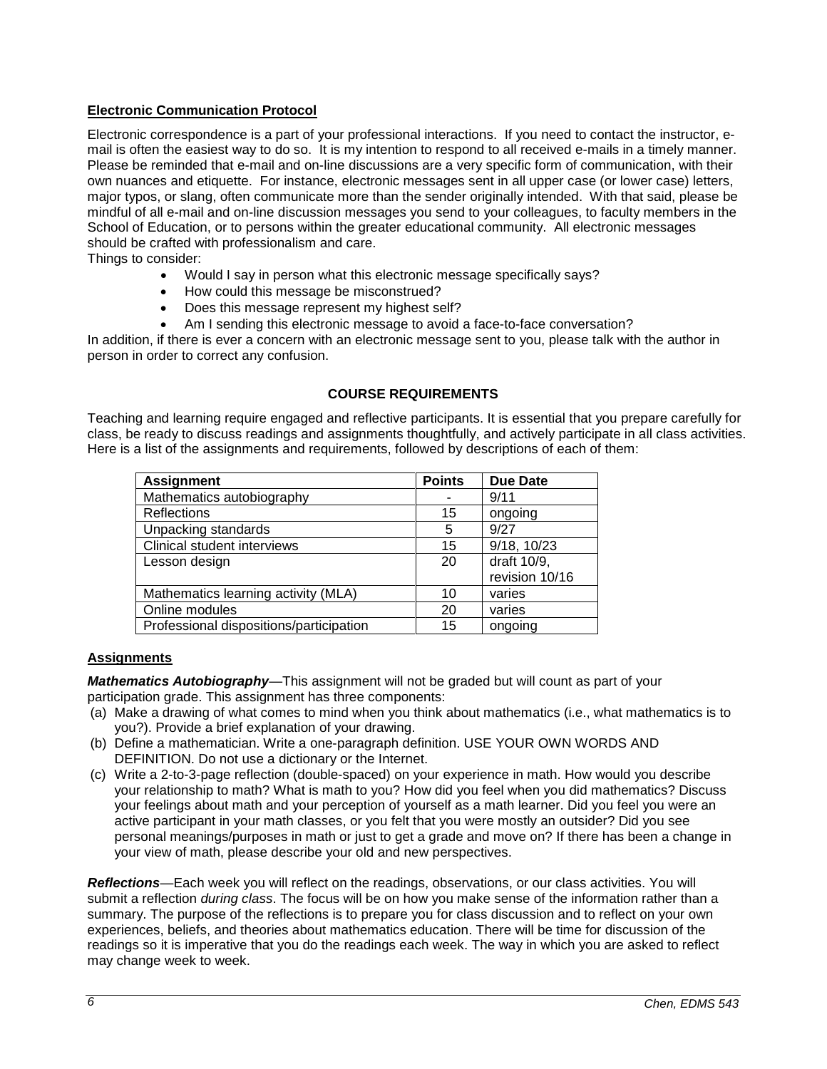**Electronic Communication Protocol**

Electronic correspondence is a part of your professional interactions. If you need to contact the instructor, e-mail is often the easiest way to do so. It is my intention to respond to all received e-mails in a timely manner. Please be reminded that e-mail and on-line discussions are a very specific form of communication, with their own nuances and etiquette. For instance, electronic messages sent in all upper case (or lower case) letters, major typos, or slang, often communicate more than the sender originally intended. With that said, please be mindful of all e-mail and on-line discussion messages you send to your colleagues, to faculty members in the School of Education, or to persons within the greater educational community. All electronic messages should be crafted with professionalism and care.

Things to consider:

- Would I say in person what this electronic message specifically says?
- How could this message be misconstrued?
- Does this message represent my highest self?
- Am I sending this electronic message to avoid a face-to-face conversation?

In addition, if there is ever a concern with an electronic message sent to you, please talk with the author in person in order to correct any confusion.

## COURSE REQUIREMENTS

Teaching and learning require engaged and reflective participants. It is essential that you prepare carefully for class, be ready to discuss readings and assignments thoughtfully, and actively participate in all class activities. Here is a list of the assignments and requirements, followed by descriptions of each of them:

| Assignment | Points | Due Date |
|---|---|---|
| Mathematics autobiography | - | 9/11 |
| Reflections | 15 | ongoing |
| Unpacking standards | 5 | 9/27 |
| Clinical student interviews | 15 | 9/18, 10/23 |
| Lesson design | 20 | draft 10/9, revision 10/16 |
| Mathematics learning activity (MLA) | 10 | varies |
| Online modules | 20 | varies |
| Professional dispositions/participation | 15 | ongoing |

**Assignments**

***Mathematics Autobiography***—This assignment will not be graded but will count as part of your participation grade. This assignment has three components:

(a) Make a drawing of what comes to mind when you think about mathematics (i.e., what mathematics is to you?). Provide a brief explanation of your drawing.

(b) Define a mathematician. Write a one-paragraph definition. USE YOUR OWN WORDS AND DEFINITION. Do not use a dictionary or the Internet.

(c) Write a 2-to-3-page reflection (double-spaced) on your experience in math. How would you describe your relationship to math? What is math to you? How did you feel when you did mathematics? Discuss your feelings about math and your perception of yourself as a math learner. Did you feel you were an active participant in your math classes, or you felt that you were mostly an outsider? Did you see personal meanings/purposes in math or just to get a grade and move on? If there has been a change in your view of math, please describe your old and new perspectives.

***Reflections***—Each week you will reflect on the readings, observations, or our class activities. You will submit a reflection *during class*. The focus will be on how you make sense of the information rather than a summary. The purpose of the reflections is to prepare you for class discussion and to reflect on your own experiences, beliefs, and theories about mathematics education. There will be time for discussion of the readings so it is imperative that you do the readings each week. The way in which you are asked to reflect may change week to week.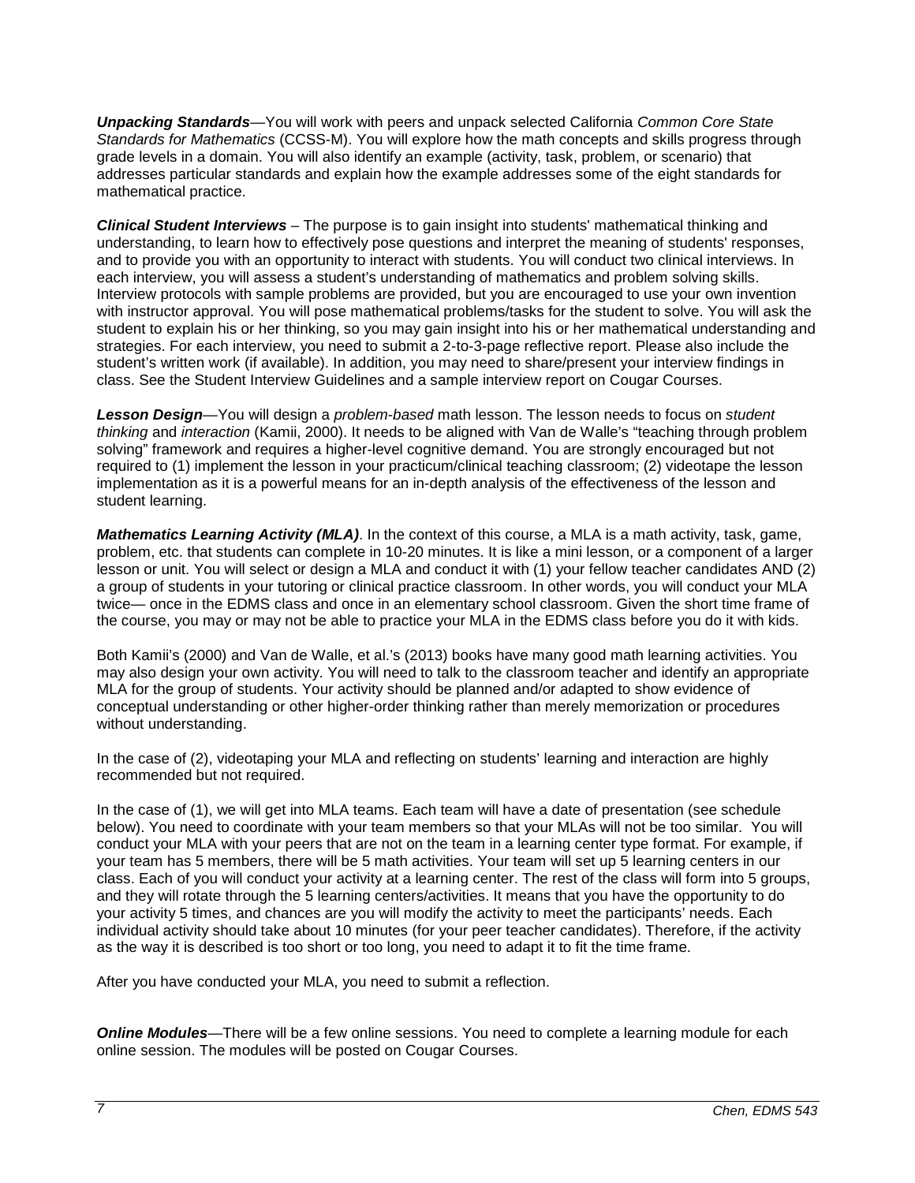***Unpacking Standards***—You will work with peers and unpack selected California *Common Core State Standards for Mathematics* (CCSS-M). You will explore how the math concepts and skills progress through grade levels in a domain. You will also identify an example (activity, task, problem, or scenario) that addresses particular standards and explain how the example addresses some of the eight standards for mathematical practice.

***Clinical Student Interviews*** – The purpose is to gain insight into students' mathematical thinking and understanding, to learn how to effectively pose questions and interpret the meaning of students' responses, and to provide you with an opportunity to interact with students. You will conduct two clinical interviews. In each interview, you will assess a student's understanding of mathematics and problem solving skills. Interview protocols with sample problems are provided, but you are encouraged to use your own invention with instructor approval. You will pose mathematical problems/tasks for the student to solve. You will ask the student to explain his or her thinking, so you may gain insight into his or her mathematical understanding and strategies. For each interview, you need to submit a 2-to-3-page reflective report. Please also include the student's written work (if available). In addition, you may need to share/present your interview findings in class. See the Student Interview Guidelines and a sample interview report on Cougar Courses.

***Lesson Design***—You will design a *problem-based* math lesson. The lesson needs to focus on *student thinking* and *interaction* (Kamii, 2000). It needs to be aligned with Van de Walle's "teaching through problem solving" framework and requires a higher-level cognitive demand. You are strongly encouraged but not required to (1) implement the lesson in your practicum/clinical teaching classroom; (2) videotape the lesson implementation as it is a powerful means for an in-depth analysis of the effectiveness of the lesson and student learning.

***Mathematics Learning Activity (MLA)***. In the context of this course, a MLA is a math activity, task, game, problem, etc. that students can complete in 10-20 minutes. It is like a mini lesson, or a component of a larger lesson or unit. You will select or design a MLA and conduct it with (1) your fellow teacher candidates AND (2) a group of students in your tutoring or clinical practice classroom. In other words, you will conduct your MLA twice— once in the EDMS class and once in an elementary school classroom. Given the short time frame of the course, you may or may not be able to practice your MLA in the EDMS class before you do it with kids.

Both Kamii's (2000) and Van de Walle, et al.'s (2013) books have many good math learning activities. You may also design your own activity. You will need to talk to the classroom teacher and identify an appropriate MLA for the group of students. Your activity should be planned and/or adapted to show evidence of conceptual understanding or other higher-order thinking rather than merely memorization or procedures without understanding.

In the case of (2), videotaping your MLA and reflecting on students' learning and interaction are highly recommended but not required.

In the case of (1), we will get into MLA teams. Each team will have a date of presentation (see schedule below). You need to coordinate with your team members so that your MLAs will not be too similar. You will conduct your MLA with your peers that are not on the team in a learning center type format. For example, if your team has 5 members, there will be 5 math activities. Your team will set up 5 learning centers in our class. Each of you will conduct your activity at a learning center. The rest of the class will form into 5 groups, and they will rotate through the 5 learning centers/activities. It means that you have the opportunity to do your activity 5 times, and chances are you will modify the activity to meet the participants' needs. Each individual activity should take about 10 minutes (for your peer teacher candidates). Therefore, if the activity as the way it is described is too short or too long, you need to adapt it to fit the time frame.

After you have conducted your MLA, you need to submit a reflection.

***Online Modules***—There will be a few online sessions. You need to complete a learning module for each online session. The modules will be posted on Cougar Courses.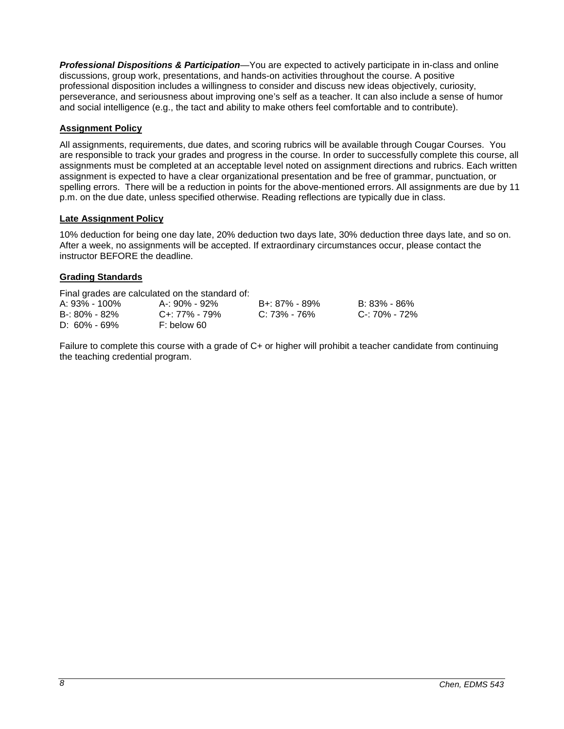***Professional Dispositions & Participation***—You are expected to actively participate in in-class and online discussions, group work, presentations, and hands-on activities throughout the course. A positive professional disposition includes a willingness to consider and discuss new ideas objectively, curiosity, perseverance, and seriousness about improving one's self as a teacher. It can also include a sense of humor and social intelligence (e.g., the tact and ability to make others feel comfortable and to contribute).

### Assignment Policy

All assignments, requirements, due dates, and scoring rubrics will be available through Cougar Courses. You are responsible to track your grades and progress in the course. In order to successfully complete this course, all assignments must be completed at an acceptable level noted on assignment directions and rubrics. Each written assignment is expected to have a clear organizational presentation and be free of grammar, punctuation, or spelling errors. There will be a reduction in points for the above-mentioned errors. All assignments are due by 11 p.m. on the due date, unless specified otherwise. Reading reflections are typically due in class.

### Late Assignment Policy

10% deduction for being one day late, 20% deduction two days late, 30% deduction three days late, and so on. After a week, no assignments will be accepted. If extraordinary circumstances occur, please contact the instructor BEFORE the deadline.

### Grading Standards

Final grades are calculated on the standard of:

| | | | |
|---|---|---|---|
| A: 93% - 100% | A-: 90% - 92% | B+: 87% - 89% | B: 83% - 86% |
| B-: 80% - 82% | C+: 77% - 79% | C: 73% - 76% | C-: 70% - 72% |
| D: 60% - 69% | F: below 60 | | |

Failure to complete this course with a grade of C+ or higher will prohibit a teacher candidate from continuing the teaching credential program.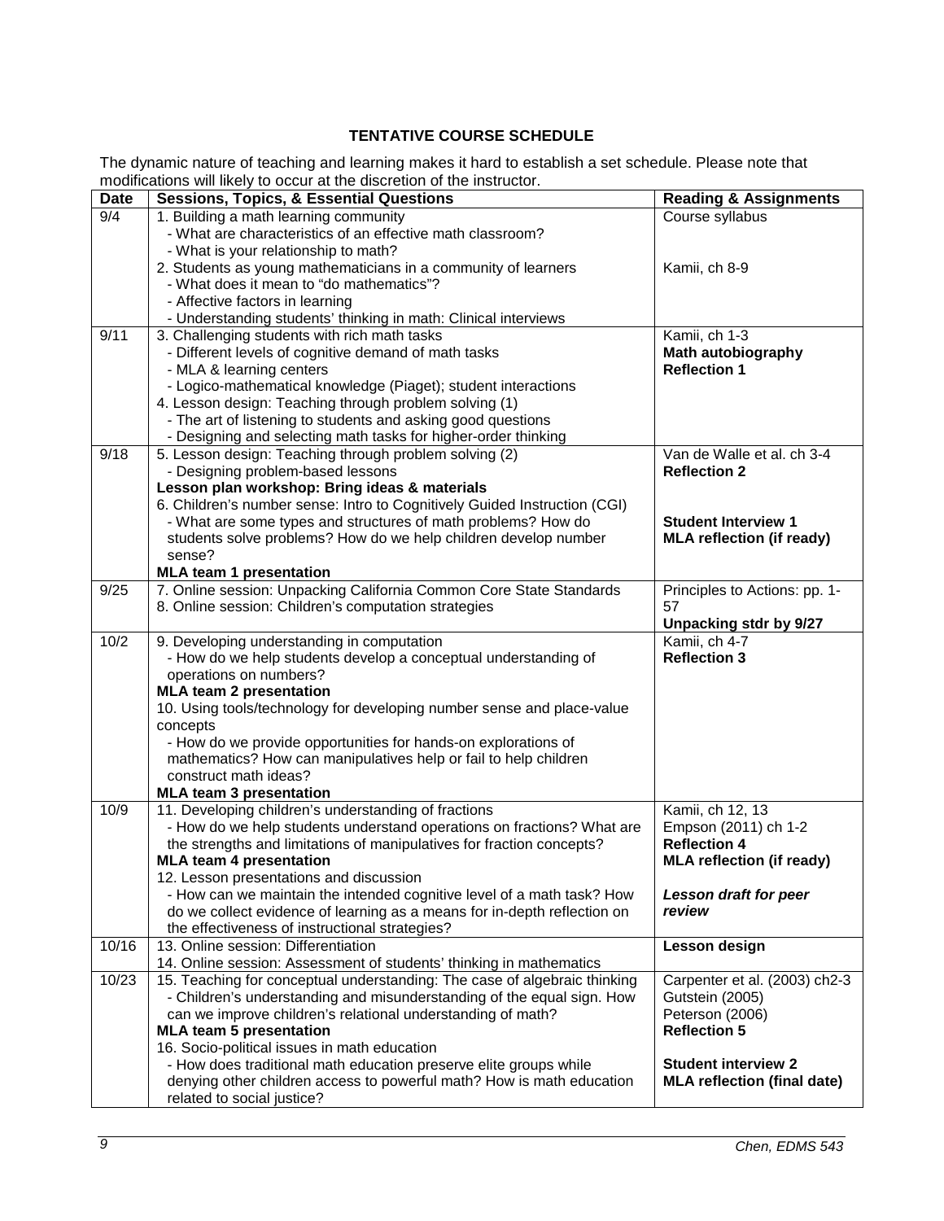## TENTATIVE COURSE SCHEDULE

The dynamic nature of teaching and learning makes it hard to establish a set schedule. Please note that modifications will likely to occur at the discretion of the instructor.

| Date | Sessions, Topics, & Essential Questions | Reading & Assignments |
|---|---|---|
| 9/4 | 1. Building a math learning community<br>- What are characteristics of an effective math classroom?<br>- What is your relationship to math?<br>2. Students as young mathematicians in a community of learners<br>- What does it mean to "do mathematics"?<br>- Affective factors in learning<br>- Understanding students' thinking in math: Clinical interviews | Course syllabus<br><br><br>Kamii, ch 8-9 |
| 9/11 | 3. Challenging students with rich math tasks<br>- Different levels of cognitive demand of math tasks<br>- MLA & learning centers<br>- Logico-mathematical knowledge (Piaget); student interactions<br>4. Lesson design: Teaching through problem solving (1)<br>- The art of listening to students and asking good questions<br>- Designing and selecting math tasks for higher-order thinking | Kamii, ch 1-3<br>**Math autobiography**<br>**Reflection 1** |
| 9/18 | 5. Lesson design: Teaching through problem solving (2)<br>- Designing problem-based lessons<br>**Lesson plan workshop: Bring ideas & materials**<br>6. Children's number sense: Intro to Cognitively Guided Instruction (CGI)<br>- What are some types and structures of math problems? How do students solve problems? How do we help children develop number sense?<br>**MLA team 1 presentation** | Van de Walle et al. ch 3-4<br>**Reflection 2**<br><br><br>**Student Interview 1**<br>**MLA reflection (if ready)** |
| 9/25 | 7. Online session: Unpacking California Common Core State Standards<br>8. Online session: Children's computation strategies | Principles to Actions: pp. 1-57<br>**Unpacking stdr by 9/27** |
| 10/2 | 9. Developing understanding in computation<br>- How do we help students develop a conceptual understanding of operations on numbers?<br>**MLA team 2 presentation**<br>10. Using tools/technology for developing number sense and place-value concepts<br>- How do we provide opportunities for hands-on explorations of mathematics? How can manipulatives help or fail to help children construct math ideas?<br>**MLA team 3 presentation** | Kamii, ch 4-7<br>**Reflection 3** |
| 10/9 | 11. Developing children's understanding of fractions<br>- How do we help students understand operations on fractions? What are the strengths and limitations of manipulatives for fraction concepts?<br>**MLA team 4 presentation**<br>12. Lesson presentations and discussion<br>- How can we maintain the intended cognitive level of a math task? How do we collect evidence of learning as a means for in-depth reflection on the effectiveness of instructional strategies? | Kamii, ch 12, 13<br>Empson (2011) ch 1-2<br>**Reflection 4**<br>**MLA reflection (if ready)**<br><br>***Lesson draft for peer review*** |
| 10/16 | 13. Online session: Differentiation<br>14. Online session: Assessment of students' thinking in mathematics | **Lesson design** |
| 10/23 | 15. Teaching for conceptual understanding: The case of algebraic thinking<br>- Children's understanding and misunderstanding of the equal sign. How can we improve children's relational understanding of math?<br>**MLA team 5 presentation**<br>16. Socio-political issues in math education<br>- How does traditional math education preserve elite groups while denying other children access to powerful math? How is math education related to social justice? | Carpenter et al. (2003) ch2-3<br>Gutstein (2005)<br>Peterson (2006)<br>**Reflection 5**<br><br>**Student interview 2**<br>**MLA reflection (final date)** |